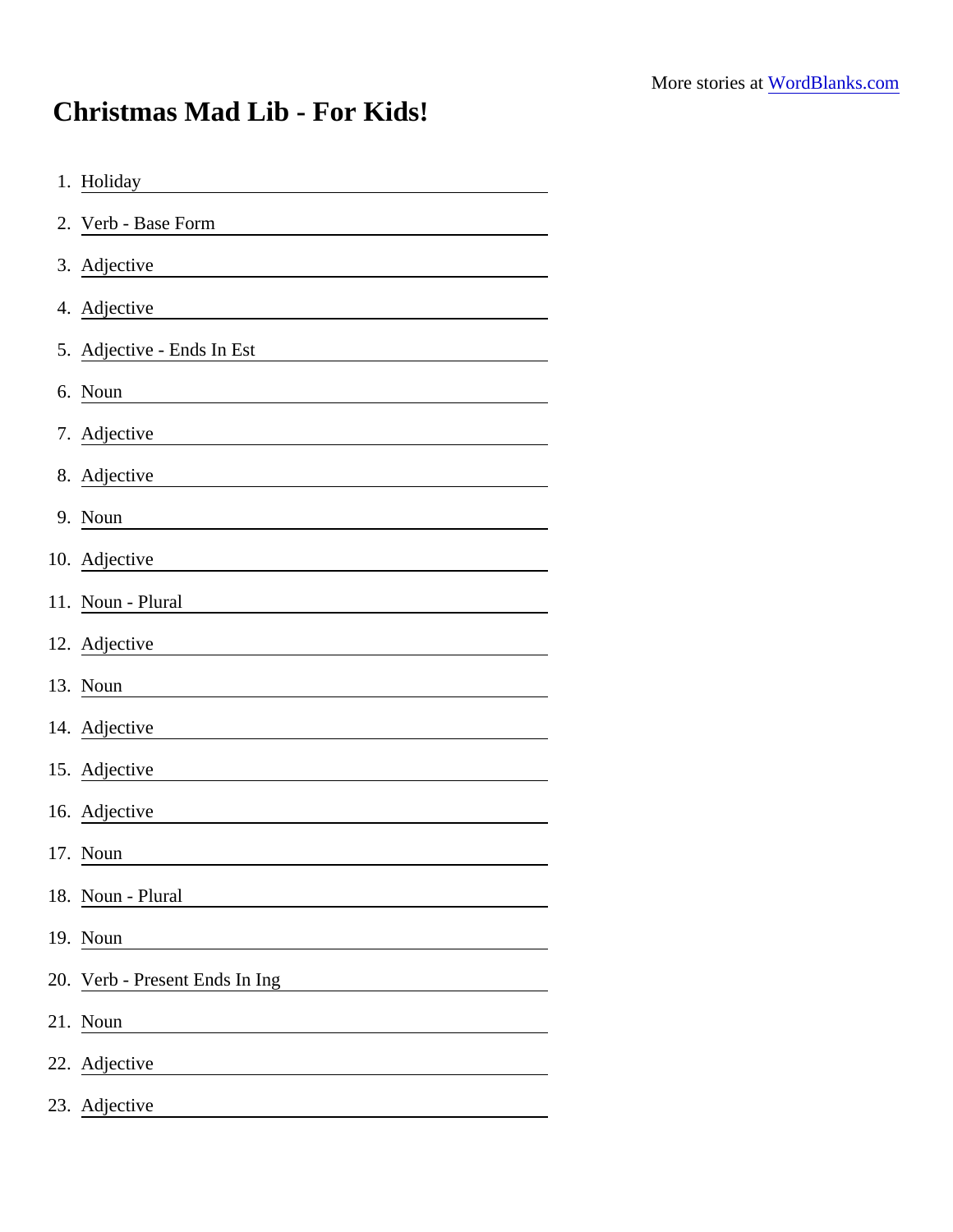More stories at [WordBlanks.com](https://www.wordblanks.com)

# Christmas Mad Lib - For Kids!

1. Holiday \_\_\_\_\_\_\_\_\_\_\_\_\_\_\_\_\_\_\_\_
2. Verb - Base Form \_\_\_\_\_\_\_\_\_\_\_\_\_\_\_\_\_\_\_\_
3. Adjective \_\_\_\_\_\_\_\_\_\_\_\_\_\_\_\_\_\_\_\_
4. Adjective \_\_\_\_\_\_\_\_\_\_\_\_\_\_\_\_\_\_\_\_
5. Adjective - Ends In Est \_\_\_\_\_\_\_\_\_\_\_\_\_\_\_\_\_\_\_\_
6. Noun \_\_\_\_\_\_\_\_\_\_\_\_\_\_\_\_\_\_\_\_
7. Adjective \_\_\_\_\_\_\_\_\_\_\_\_\_\_\_\_\_\_\_\_
8. Adjective \_\_\_\_\_\_\_\_\_\_\_\_\_\_\_\_\_\_\_\_
9. Noun \_\_\_\_\_\_\_\_\_\_\_\_\_\_\_\_\_\_\_\_
10. Adjective \_\_\_\_\_\_\_\_\_\_\_\_\_\_\_\_\_\_\_\_
11. Noun - Plural \_\_\_\_\_\_\_\_\_\_\_\_\_\_\_\_\_\_\_\_
12. Adjective \_\_\_\_\_\_\_\_\_\_\_\_\_\_\_\_\_\_\_\_
13. Noun \_\_\_\_\_\_\_\_\_\_\_\_\_\_\_\_\_\_\_\_
14. Adjective \_\_\_\_\_\_\_\_\_\_\_\_\_\_\_\_\_\_\_\_
15. Adjective \_\_\_\_\_\_\_\_\_\_\_\_\_\_\_\_\_\_\_\_
16. Adjective \_\_\_\_\_\_\_\_\_\_\_\_\_\_\_\_\_\_\_\_
17. Noun \_\_\_\_\_\_\_\_\_\_\_\_\_\_\_\_\_\_\_\_
18. Noun - Plural \_\_\_\_\_\_\_\_\_\_\_\_\_\_\_\_\_\_\_\_
19. Noun \_\_\_\_\_\_\_\_\_\_\_\_\_\_\_\_\_\_\_\_
20. Verb - Present Ends In Ing \_\_\_\_\_\_\_\_\_\_\_\_\_\_\_\_\_\_\_\_
21. Noun \_\_\_\_\_\_\_\_\_\_\_\_\_\_\_\_\_\_\_\_
22. Adjective \_\_\_\_\_\_\_\_\_\_\_\_\_\_\_\_\_\_\_\_
23. Adjective \_\_\_\_\_\_\_\_\_\_\_\_\_\_\_\_\_\_\_\_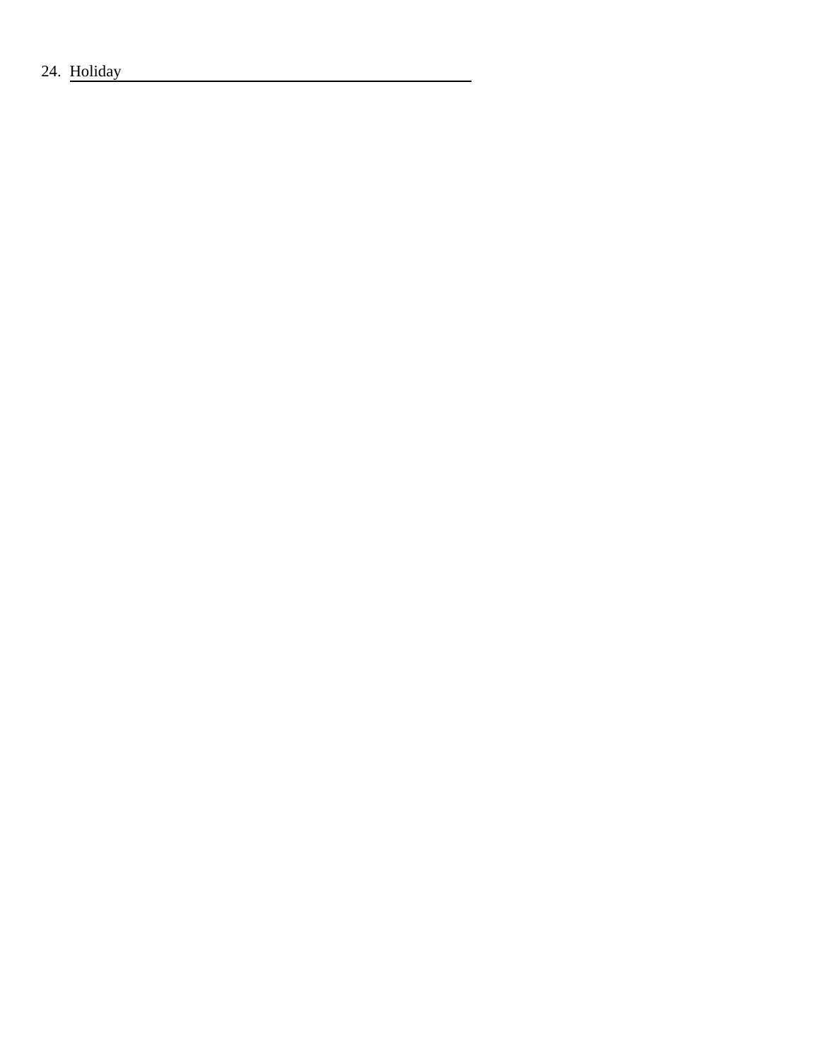24. Holiday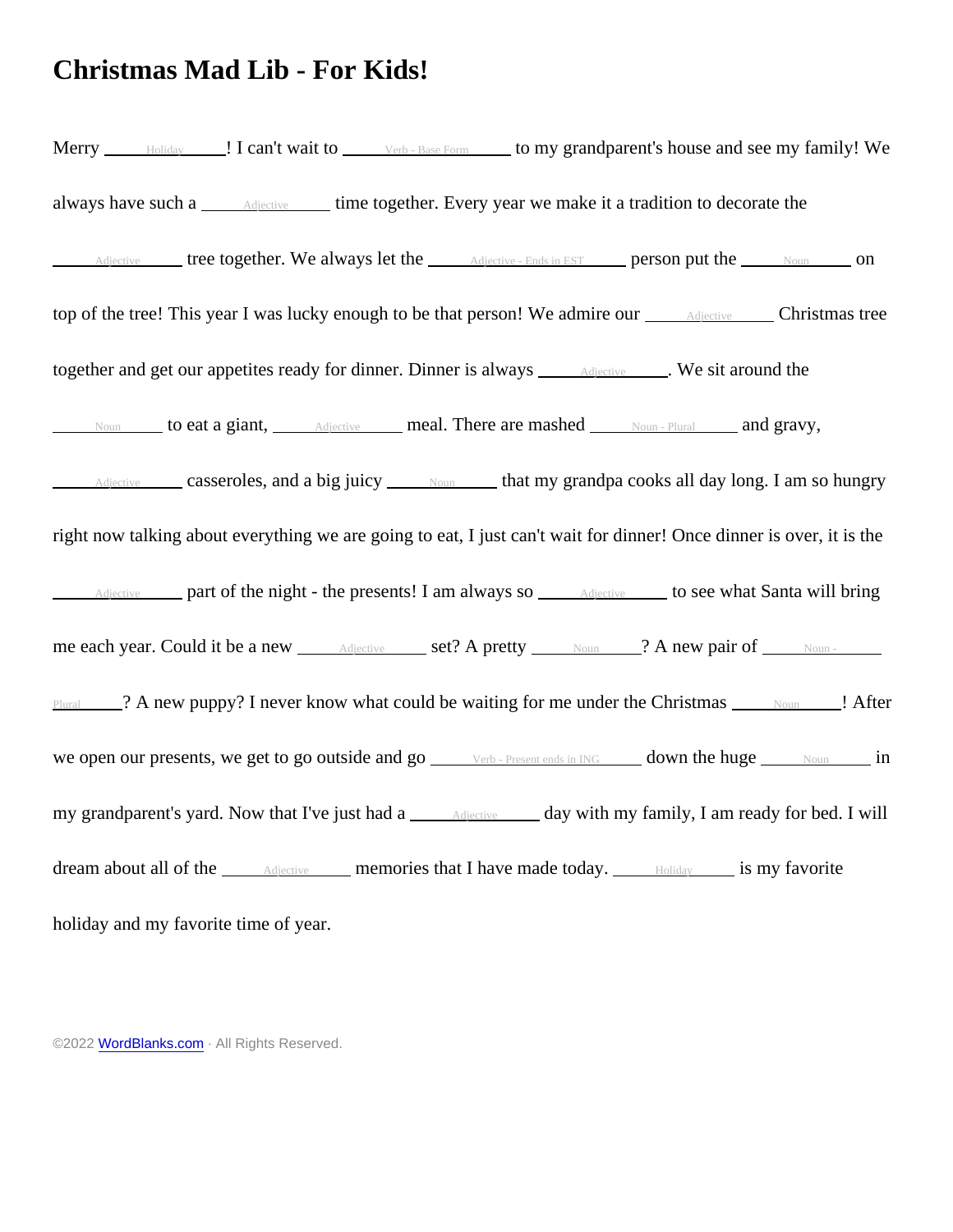# Christmas Mad Lib - For Kids!

Merry ______Holiday______! I can't wait to ______Verb - Base Form______ to my grandparent's house and see my family! We always have such a ______Adjective______ time together. Every year we make it a tradition to decorate the ______Adjective______ tree together. We always let the ______Adjective - Ends in EST______ person put the ______Noun______ on top of the tree! This year I was lucky enough to be that person! We admire our ______Adjective______ Christmas tree together and get our appetites ready for dinner. Dinner is always ______Adjective______. We sit around the ______Noun______ to eat a giant, ______Adjective______ meal. There are mashed ______Noun - Plural______ and gravy, ______Adjective______ casseroles, and a big juicy ______Noun______ that my grandpa cooks all day long. I am so hungry right now talking about everything we are going to eat, I just can't wait for dinner! Once dinner is over, it is the ______Adjective______ part of the night - the presents! I am always so ______Adjective______ to see what Santa will bring me each year. Could it be a new ______Adjective______ set? A pretty ______Noun______? A new pair of ______Noun - Plural______? A new puppy? I never know what could be waiting for me under the Christmas ______Noun______! After we open our presents, we get to go outside and go ______Verb - Present ends in ING______ down the huge ______Noun______ in my grandparent's yard. Now that I've just had a ______Adjective______ day with my family, I am ready for bed. I will dream about all of the ______Adjective______ memories that I have made today. ______Holiday______ is my favorite holiday and my favorite time of year.

©2022 WordBlanks.com · All Rights Reserved.